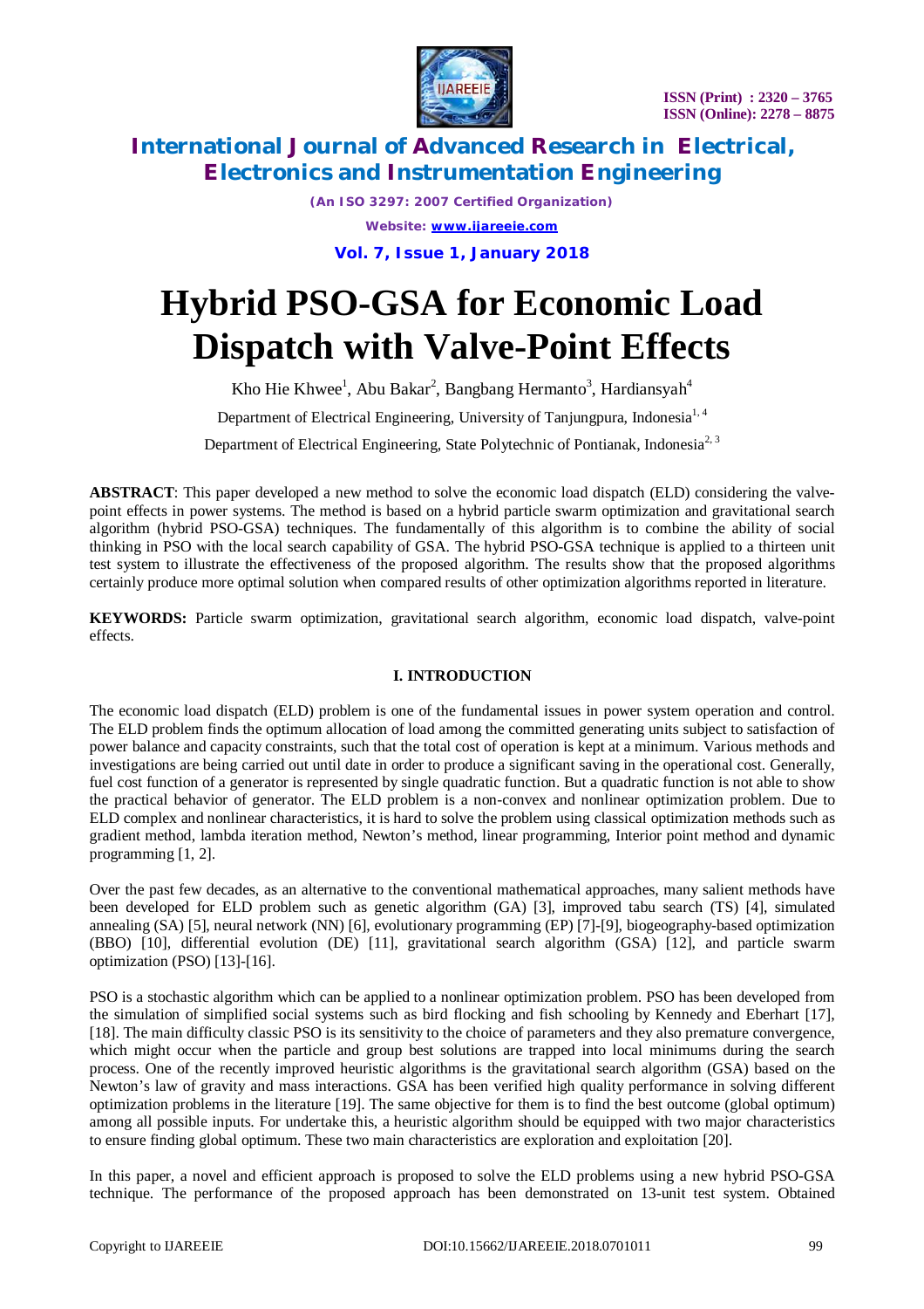# Hybrid PSO-GSA for Economic Load Dispatch with Valve-Point Effects

Kho Hie Khwee[1], Abu Bakar[2], Bangbang Hermanto[3], Hardiansyah[4]

Department of Electrical Engineering, University of Tanjungpura, Indonesia[1, 4]

Department of Electrical Engineering, State Polytechnic of Pontianak, Indonesia[2, 3]

**ABSTRACT**: This paper developed a new method to solve the economic load dispatch (ELD) considering the valve-point effects in power systems. The method is based on a hybrid particle swarm optimization and gravitational search algorithm (hybrid PSO-GSA) techniques. The fundamentally of this algorithm is to combine the ability of social thinking in PSO with the local search capability of GSA. The hybrid PSO-GSA technique is applied to a thirteen unit test system to illustrate the effectiveness of the proposed algorithm. The results show that the proposed algorithms certainly produce more optimal solution when compared results of other optimization algorithms reported in literature.

**KEYWORDS:** Particle swarm optimization, gravitational search algorithm, economic load dispatch, valve-point effects.

## I. INTRODUCTION

The economic load dispatch (ELD) problem is one of the fundamental issues in power system operation and control. The ELD problem finds the optimum allocation of load among the committed generating units subject to satisfaction of power balance and capacity constraints, such that the total cost of operation is kept at a minimum. Various methods and investigations are being carried out until date in order to produce a significant saving in the operational cost. Generally, fuel cost function of a generator is represented by single quadratic function. But a quadratic function is not able to show the practical behavior of generator. The ELD problem is a non-convex and nonlinear optimization problem. Due to ELD complex and nonlinear characteristics, it is hard to solve the problem using classical optimization methods such as gradient method, lambda iteration method, Newton's method, linear programming, Interior point method and dynamic programming [1, 2].

Over the past few decades, as an alternative to the conventional mathematical approaches, many salient methods have been developed for ELD problem such as genetic algorithm (GA) [3], improved tabu search (TS) [4], simulated annealing (SA) [5], neural network (NN) [6], evolutionary programming (EP) [7]-[9], biogeography-based optimization (BBO) [10], differential evolution (DE) [11], gravitational search algorithm (GSA) [12], and particle swarm optimization (PSO) [13]-[16].

PSO is a stochastic algorithm which can be applied to a nonlinear optimization problem. PSO has been developed from the simulation of simplified social systems such as bird flocking and fish schooling by Kennedy and Eberhart [17], [18]. The main difficulty classic PSO is its sensitivity to the choice of parameters and they also premature convergence, which might occur when the particle and group best solutions are trapped into local minimums during the search process. One of the recently improved heuristic algorithms is the gravitational search algorithm (GSA) based on the Newton's law of gravity and mass interactions. GSA has been verified high quality performance in solving different optimization problems in the literature [19]. The same objective for them is to find the best outcome (global optimum) among all possible inputs. For undertake this, a heuristic algorithm should be equipped with two major characteristics to ensure finding global optimum. These two main characteristics are exploration and exploitation [20].

In this paper, a novel and efficient approach is proposed to solve the ELD problems using a new hybrid PSO-GSA technique. The performance of the proposed approach has been demonstrated on 13-unit test system. Obtained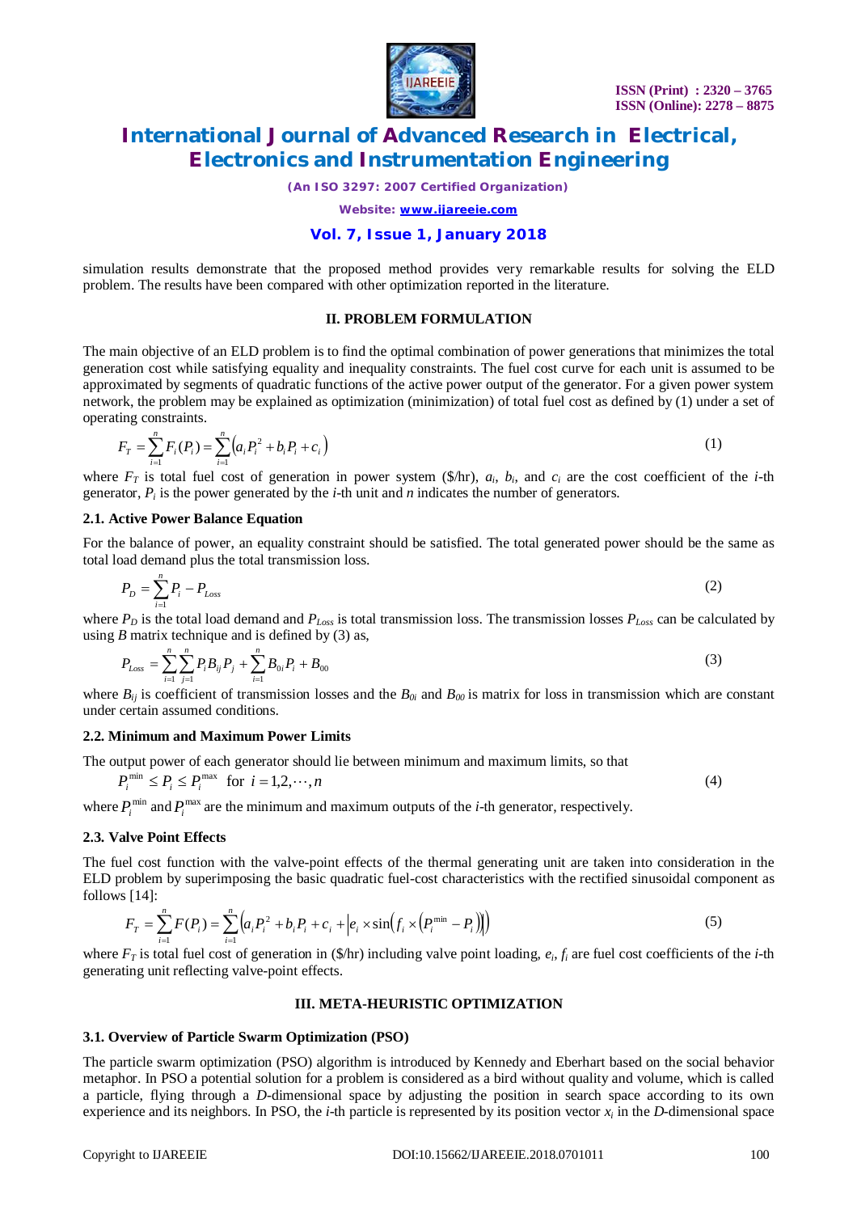simulation results demonstrate that the proposed method provides very remarkable results for solving the ELD problem. The results have been compared with other optimization reported in the literature.

## II. PROBLEM FORMULATION

The main objective of an ELD problem is to find the optimal combination of power generations that minimizes the total generation cost while satisfying equality and inequality constraints. The fuel cost curve for each unit is assumed to be approximated by segments of quadratic functions of the active power output of the generator. For a given power system network, the problem may be explained as optimization (minimization) of total fuel cost as defined by (1) under a set of operating constraints.

$$F_T = \sum_{i=1}^{n} F_i(P_i) = \sum_{i=1}^{n} \left( a_i P_i^2 + b_i P_i + c_i \right) \tag{1}$$

where $F_T$ is total fuel cost of generation in power system ($/hr), $a_i$, $b_i$, and $c_i$ are the cost coefficient of the $i$-th generator, $P_i$ is the power generated by the $i$-th unit and $n$ indicates the number of generators.

### 2.1. Active Power Balance Equation

For the balance of power, an equality constraint should be satisfied. The total generated power should be the same as total load demand plus the total transmission loss.

$$P_D = \sum_{i=1}^{n} P_i - P_{Loss} \tag{2}$$

where $P_D$ is the total load demand and $P_{Loss}$ is total transmission loss. The transmission losses $P_{Loss}$ can be calculated by using $B$ matrix technique and is defined by (3) as,

$$P_{Loss} = \sum_{i=1}^{n} \sum_{j=1}^{n} P_i B_{ij} P_j + \sum_{i=1}^{n} B_{0i} P_i + B_{00} \tag{3}$$

where $B_{ij}$ is coefficient of transmission losses and the $B_{0i}$ and $B_{00}$ is matrix for loss in transmission which are constant under certain assumed conditions.

### 2.2. Minimum and Maximum Power Limits

The output power of each generator should lie between minimum and maximum limits, so that

$$P_i^{\min} \le P_i \le P_i^{\max} \quad \text{for } i = 1, 2, \cdots, n \tag{4}$$

where $P_i^{\min}$ and $P_i^{\max}$ are the minimum and maximum outputs of the $i$-th generator, respectively.

### 2.3. Valve Point Effects

The fuel cost function with the valve-point effects of the thermal generating unit are taken into consideration in the ELD problem by superimposing the basic quadratic fuel-cost characteristics with the rectified sinusoidal component as follows [14]:

$$F_T = \sum_{i=1}^{n} F(P_i) = \sum_{i=1}^{n} \left( a_i P_i^2 + b_i P_i + c_i + \left| e_i \times \sin\left( f_i \times \left( P_i^{\min} - P_i \right) \right) \right| \right) \tag{5}$$

where $F_T$ is total fuel cost of generation in ($/hr) including valve point loading, $e_i$, $f_i$ are fuel cost coefficients of the $i$-th generating unit reflecting valve-point effects.

## III. META-HEURISTIC OPTIMIZATION

### 3.1. Overview of Particle Swarm Optimization (PSO)

The particle swarm optimization (PSO) algorithm is introduced by Kennedy and Eberhart based on the social behavior metaphor. In PSO a potential solution for a problem is considered as a bird without quality and volume, which is called a particle, flying through a $D$-dimensional space by adjusting the position in search space according to its own experience and its neighbors. In PSO, the $i$-th particle is represented by its position vector $x_i$ in the $D$-dimensional space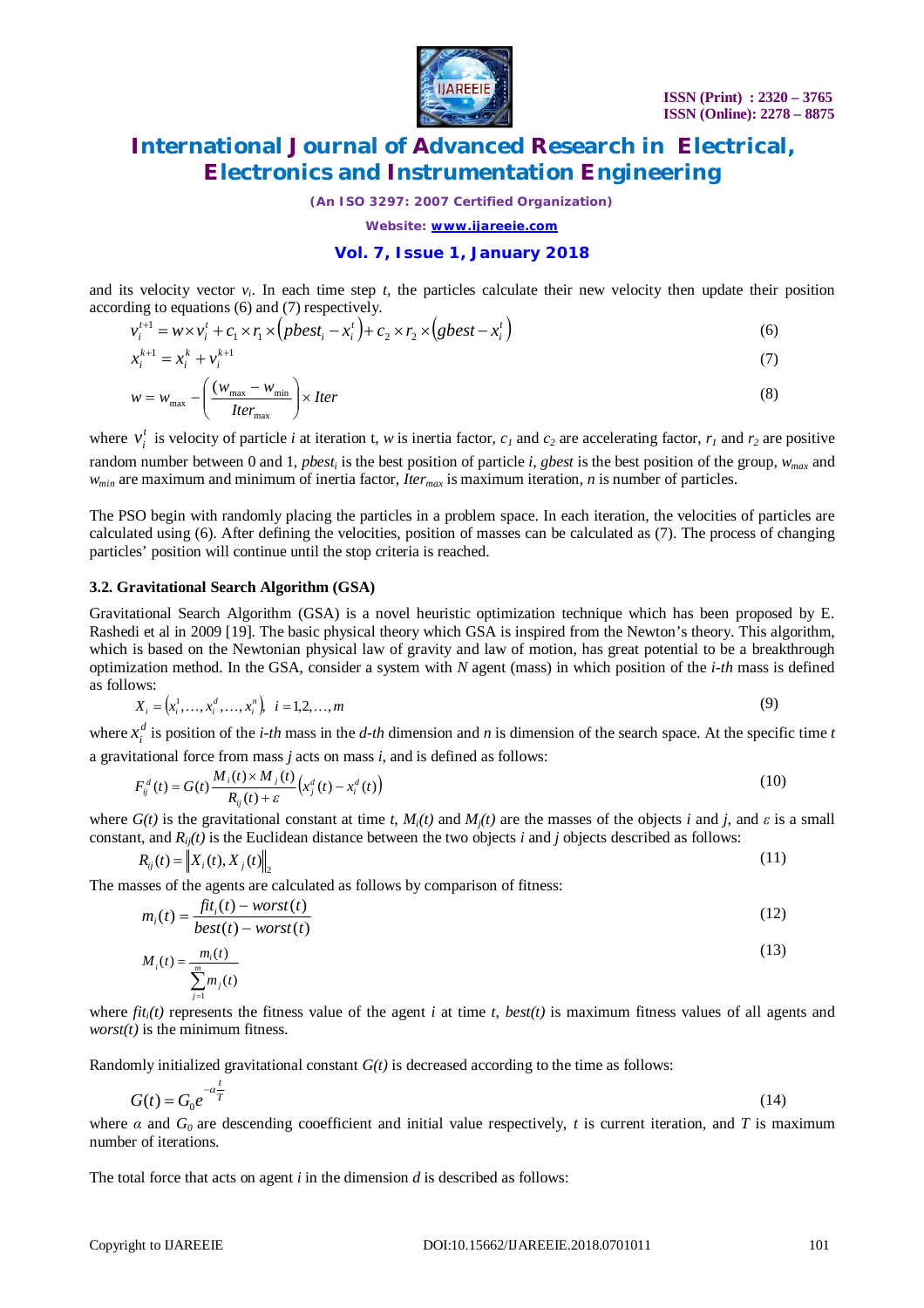and its velocity vector $v_i$. In each time step $t$, the particles calculate their new velocity then update their position according to equations (6) and (7) respectively.

$$v_i^{t+1} = w \times v_i^t + c_1 \times r_1 \times \left(pbest_i - x_i^t\right) + c_2 \times r_2 \times \left(gbest - x_i^t\right) \tag{6}$$

$$x_i^{k+1} = x_i^k + v_i^{k+1} \tag{7}$$

$$w = w_{\max} - \left(\frac{(w_{\max} - w_{\min})}{Iter_{\max}}\right) \times Iter \tag{8}$$

where $v_i^t$ is velocity of particle $i$ at iteration t, $w$ is inertia factor, $c_1$ and $c_2$ are accelerating factor, $r_1$ and $r_2$ are positive random number between 0 and 1, $pbest_i$ is the best position of particle $i$, $gbest$ is the best position of the group, $w_{max}$ and $w_{min}$ are maximum and minimum of inertia factor, $Iter_{max}$ is maximum iteration, $n$ is number of particles.

The PSO begin with randomly placing the particles in a problem space. In each iteration, the velocities of particles are calculated using (6). After defining the velocities, position of masses can be calculated as (7). The process of changing particles' position will continue until the stop criteria is reached.

### 3.2. Gravitational Search Algorithm (GSA)

Gravitational Search Algorithm (GSA) is a novel heuristic optimization technique which has been proposed by E. Rashedi et al in 2009 [19]. The basic physical theory which GSA is inspired from the Newton's theory. This algorithm, which is based on the Newtonian physical law of gravity and law of motion, has great potential to be a breakthrough optimization method. In the GSA, consider a system with $N$ agent (mass) in which position of the $i$-$th$ mass is defined as follows:

$$X_i = \left(x_i^1, \ldots, x_i^d, \ldots, x_i^n\right), \quad i = 1, 2, \ldots, m \tag{9}$$

where $x_i^d$ is position of the $i$-$th$ mass in the $d$-$th$ dimension and $n$ is dimension of the search space. At the specific time $t$ a gravitational force from mass $j$ acts on mass $i$, and is defined as follows:

$$F_{ij}^d(t) = G(t)\frac{M_i(t) \times M_j(t)}{R_{ij}(t) + \varepsilon}\left(x_j^d(t) - x_i^d(t)\right) \tag{10}$$

where $G(t)$ is the gravitational constant at time $t$, $M_i(t)$ and $M_j(t)$ are the masses of the objects $i$ and $j$, and $\varepsilon$ is a small constant, and $R_{ij}(t)$ is the Euclidean distance between the two objects $i$ and $j$ objects described as follows:

$$R_{ij}(t) = \left\|X_i(t), X_j(t)\right\|_2 \tag{11}$$

The masses of the agents are calculated as follows by comparison of fitness:

$$m_i(t) = \frac{fit_i(t) - worst(t)}{best(t) - worst(t)} \tag{12}$$

$$M_i(t) = \frac{m_i(t)}{\sum_{j=1}^{m} m_j(t)} \tag{13}$$

where $fit_i(t)$ represents the fitness value of the agent $i$ at time $t$, $best(t)$ is maximum fitness values of all agents and $worst(t)$ is the minimum fitness.

Randomly initialized gravitational constant $G(t)$ is decreased according to the time as follows:

$$G(t) = G_0 e^{-\alpha\frac{t}{T}} \tag{14}$$

where $\alpha$ and $G_0$ are descending cooefficient and initial value respectively, $t$ is current iteration, and $T$ is maximum number of iterations.

The total force that acts on agent $i$ in the dimension $d$ is described as follows: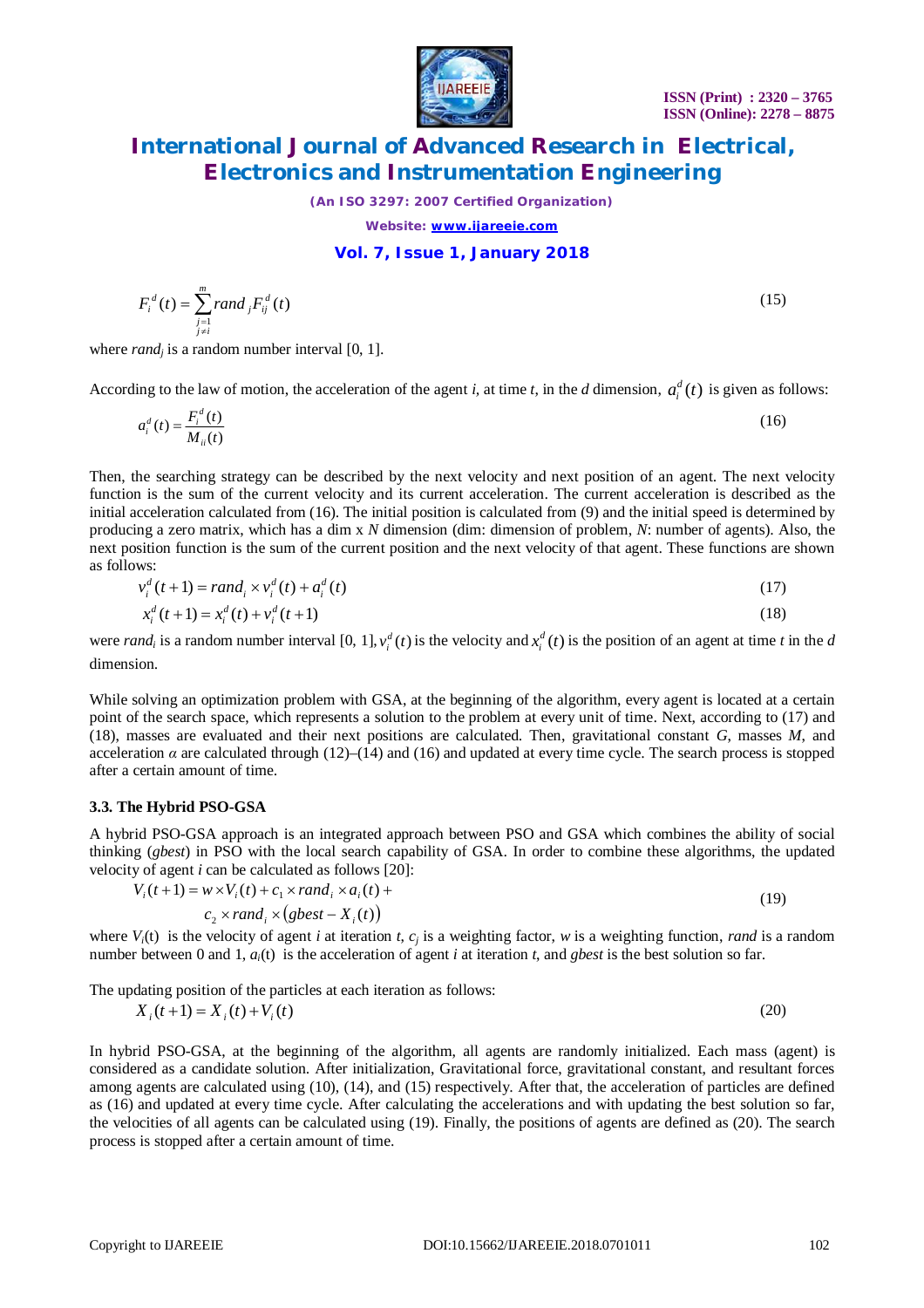$$F_i^d(t) = \sum_{\substack{j=1 \\ j \neq i}}^{m} rand_j F_{ij}^d(t) \tag{15}$$

where $rand_j$ is a random number interval [0, 1].

According to the law of motion, the acceleration of the agent *i*, at time *t*, in the *d* dimension, $a_i^d(t)$ is given as follows:

$$a_i^d(t) = \frac{F_i^d(t)}{M_{ii}(t)} \tag{16}$$

Then, the searching strategy can be described by the next velocity and next position of an agent. The next velocity function is the sum of the current velocity and its current acceleration. The current acceleration is described as the initial acceleration calculated from (16). The initial position is calculated from (9) and the initial speed is determined by producing a zero matrix, which has a dim x *N* dimension (dim: dimension of problem, *N*: number of agents). Also, the next position function is the sum of the current position and the next velocity of that agent. These functions are shown as follows:

$$v_i^d(t+1) = rand_i \times v_i^d(t) + a_i^d(t) \tag{17}$$

$$x_i^d(t+1) = x_i^d(t) + v_i^d(t+1) \tag{18}$$

were $rand_i$ is a random number interval [0, 1], $v_i^d(t)$ is the velocity and $x_i^d(t)$ is the position of an agent at time *t* in the *d* dimension.

While solving an optimization problem with GSA, at the beginning of the algorithm, every agent is located at a certain point of the search space, which represents a solution to the problem at every unit of time. Next, according to (17) and (18), masses are evaluated and their next positions are calculated. Then, gravitational constant *G*, masses *M*, and acceleration $\alpha$ are calculated through (12)–(14) and (16) and updated at every time cycle. The search process is stopped after a certain amount of time.

### 3.3. The Hybrid PSO-GSA

A hybrid PSO-GSA approach is an integrated approach between PSO and GSA which combines the ability of social thinking (*gbest*) in PSO with the local search capability of GSA. In order to combine these algorithms, the updated velocity of agent *i* can be calculated as follows [20]:

$$V_i(t+1) = w \times V_i(t) + c_1 \times rand_i \times a_i(t) + c_2 \times rand_i \times \left(gbest - X_i(t)\right) \tag{19}$$

where $V_i(t)$ is the velocity of agent *i* at iteration *t*, $c_j$ is a weighting factor, *w* is a weighting function, *rand* is a random number between 0 and 1, $a_i(t)$ is the acceleration of agent *i* at iteration *t*, and *gbest* is the best solution so far.

The updating position of the particles at each iteration as follows:

$$X_i(t+1) = X_i(t) + V_i(t) \tag{20}$$

In hybrid PSO-GSA, at the beginning of the algorithm, all agents are randomly initialized. Each mass (agent) is considered as a candidate solution. After initialization, Gravitational force, gravitational constant, and resultant forces among agents are calculated using (10), (14), and (15) respectively. After that, the acceleration of particles are defined as (16) and updated at every time cycle. After calculating the accelerations and with updating the best solution so far, the velocities of all agents can be calculated using (19). Finally, the positions of agents are defined as (20). The search process is stopped after a certain amount of time.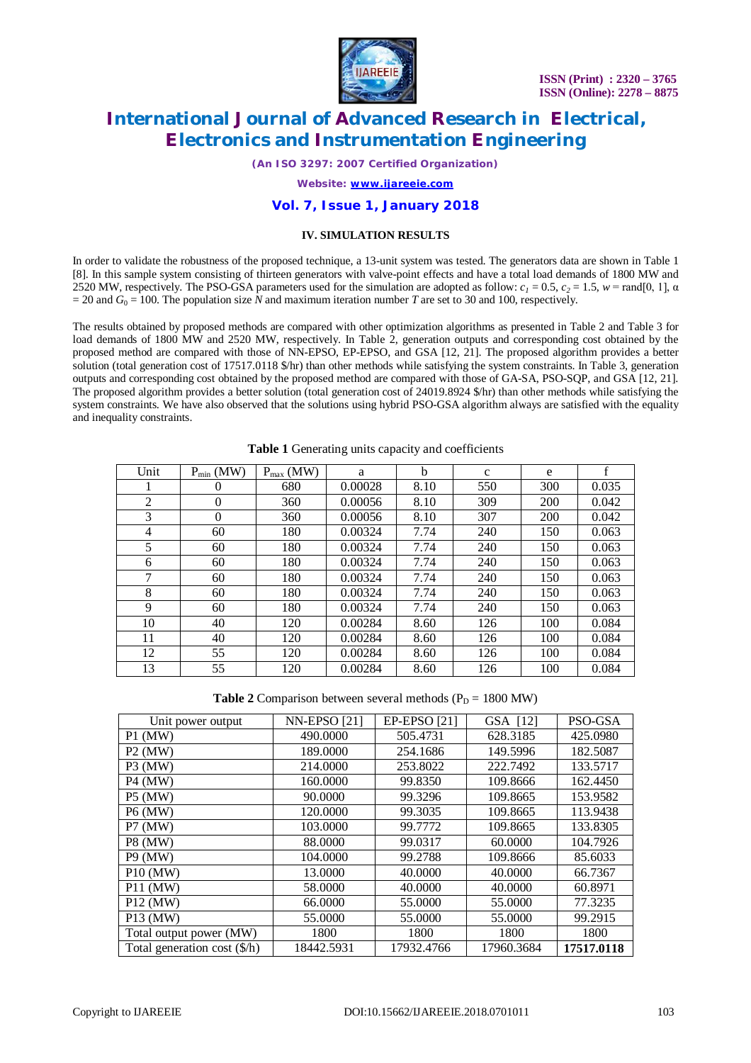### IV. SIMULATION RESULTS

In order to validate the robustness of the proposed technique, a 13-unit system was tested. The generators data are shown in Table 1 [8]. In this sample system consisting of thirteen generators with valve-point effects and have a total load demands of 1800 MW and 2520 MW, respectively. The PSO-GSA parameters used for the simulation are adopted as follow: $c_1 = 0.5$, $c_2 = 1.5$, $w = \text{rand}[0, 1]$, $\alpha = 20$ and $G_0 = 100$. The population size $N$ and maximum iteration number $T$ are set to 30 and 100, respectively.

The results obtained by proposed methods are compared with other optimization algorithms as presented in Table 2 and Table 3 for load demands of 1800 MW and 2520 MW, respectively. In Table 2, generation outputs and corresponding cost obtained by the proposed method are compared with those of NN-EPSO, EP-EPSO, and GSA [12, 21]. The proposed algorithm provides a better solution (total generation cost of 17517.0118 $/hr) than other methods while satisfying the system constraints. In Table 3, generation outputs and corresponding cost obtained by the proposed method are compared with those of GA-SA, PSO-SQP, and GSA [12, 21]. The proposed algorithm provides a better solution (total generation cost of 24019.8924 $/hr) than other methods while satisfying the system constraints. We have also observed that the solutions using hybrid PSO-GSA algorithm always are satisfied with the equality and inequality constraints.

**Table 1** Generating units capacity and coefficients

| Unit | $P_{min}$ (MW) | $P_{max}$ (MW) | a | b | c | e | f |
|---|---|---|---|---|---|---|---|
| 1 | 0 | 680 | 0.00028 | 8.10 | 550 | 300 | 0.035 |
| 2 | 0 | 360 | 0.00056 | 8.10 | 309 | 200 | 0.042 |
| 3 | 0 | 360 | 0.00056 | 8.10 | 307 | 200 | 0.042 |
| 4 | 60 | 180 | 0.00324 | 7.74 | 240 | 150 | 0.063 |
| 5 | 60 | 180 | 0.00324 | 7.74 | 240 | 150 | 0.063 |
| 6 | 60 | 180 | 0.00324 | 7.74 | 240 | 150 | 0.063 |
| 7 | 60 | 180 | 0.00324 | 7.74 | 240 | 150 | 0.063 |
| 8 | 60 | 180 | 0.00324 | 7.74 | 240 | 150 | 0.063 |
| 9 | 60 | 180 | 0.00324 | 7.74 | 240 | 150 | 0.063 |
| 10 | 40 | 120 | 0.00284 | 8.60 | 126 | 100 | 0.084 |
| 11 | 40 | 120 | 0.00284 | 8.60 | 126 | 100 | 0.084 |
| 12 | 55 | 120 | 0.00284 | 8.60 | 126 | 100 | 0.084 |
| 13 | 55 | 120 | 0.00284 | 8.60 | 126 | 100 | 0.084 |

**Table 2** Comparison between several methods ($P_D$ = 1800 MW)

| Unit power output | NN-EPSO [21] | EP-EPSO [21] | GSA [12] | PSO-GSA |
|---|---|---|---|---|
| P1 (MW) | 490.0000 | 505.4731 | 628.3185 | 425.0980 |
| P2 (MW) | 189.0000 | 254.1686 | 149.5996 | 182.5087 |
| P3 (MW) | 214.0000 | 253.8022 | 222.7492 | 133.5717 |
| P4 (MW) | 160.0000 | 99.8350 | 109.8666 | 162.4450 |
| P5 (MW) | 90.0000 | 99.3296 | 109.8665 | 153.9582 |
| P6 (MW) | 120.0000 | 99.3035 | 109.8665 | 113.9438 |
| P7 (MW) | 103.0000 | 99.7772 | 109.8665 | 133.8305 |
| P8 (MW) | 88.0000 | 99.0317 | 60.0000 | 104.7926 |
| P9 (MW) | 104.0000 | 99.2788 | 109.8666 | 85.6033 |
| P10 (MW) | 13.0000 | 40.0000 | 40.0000 | 66.7367 |
| P11 (MW) | 58.0000 | 40.0000 | 40.0000 | 60.8971 |
| P12 (MW) | 66.0000 | 55.0000 | 55.0000 | 77.3235 |
| P13 (MW) | 55.0000 | 55.0000 | 55.0000 | 99.2915 |
| Total output power (MW) | 1800 | 1800 | 1800 | 1800 |
| Total generation cost ($/h) | 18442.5931 | 17932.4766 | 17960.3684 | **17517.0118** |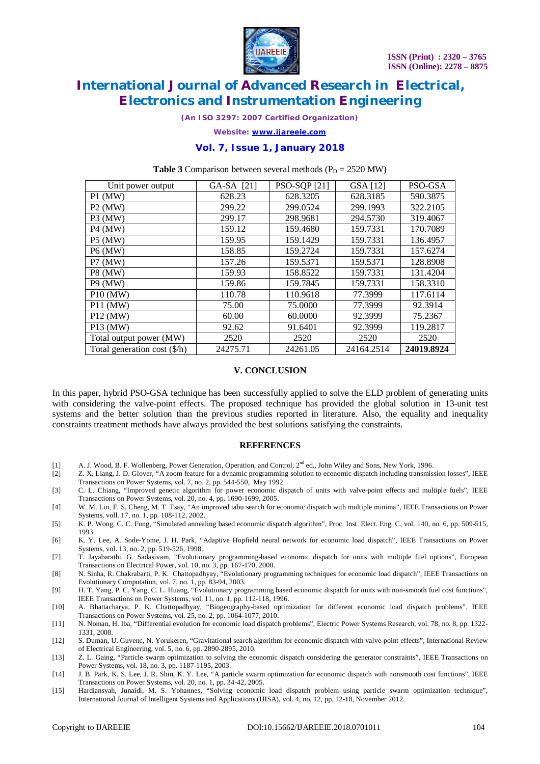**Table 3** Comparison between several methods ($P_D$ = 2520 MW)

| Unit power output | GA-SA [21] | PSO-SQP [21] | GSA [12] | PSO-GSA |
|---|---|---|---|---|
| P1 (MW) | 628.23 | 628.3205 | 628.3185 | 590.3875 |
| P2 (MW) | 299.22 | 299.0524 | 299.1993 | 322.2105 |
| P3 (MW) | 299.17 | 298.9681 | 294.5730 | 319.4067 |
| P4 (MW) | 159.12 | 159.4680 | 159.7331 | 170.7089 |
| P5 (MW) | 159.95 | 159.1429 | 159.7331 | 136.4957 |
| P6 (MW) | 158.85 | 159.2724 | 159.7331 | 157.6274 |
| P7 (MW) | 157.26 | 159.5371 | 159.5371 | 128.8908 |
| P8 (MW) | 159.93 | 158.8522 | 159.7331 | 131.4204 |
| P9 (MW) | 159.86 | 159.7845 | 159.7331 | 158.3310 |
| P10 (MW) | 110.78 | 110.9618 | 77.3999 | 117.6114 |
| P11 (MW) | 75.00 | 75.0000 | 77.3999 | 92.3914 |
| P12 (MW) | 60.00 | 60.0000 | 92.3999 | 75.2367 |
| P13 (MW) | 92.62 | 91.6401 | 92.3999 | 119.2817 |
| Total output power (MW) | 2520 | 2520 | 2520 | 2520 |
| Total generation cost ($/h) | 24275.71 | 24261.05 | 24164.2514 | **24019.8924** |

## V. CONCLUSION

In this paper, hybrid PSO-GSA technique has been successfully applied to solve the ELD problem of generating units with considering the valve-point effects. The proposed technique has provided the global solution in 13-unit test systems and the better solution than the previous studies reported in literature. Also, the equality and inequality constraints treatment methods have always provided the best solutions satisfying the constraints.

## REFERENCES

[1] A. J. Wood, B. F. Wollenberg, Power Generation, Operation, and Control, 2nd ed., John Wiley and Sons, New York, 1996.

[2] Z. X. Liang, J. D. Glover, "A zoom feature for a dynamic programming solution to economic dispatch including transmission losses", IEEE Transactions on Power Systems, vol. 7, no. 2, pp. 544-550, May 1992.

[3] C. L. Chiang, "Improved genetic algorithm for power economic dispatch of units with valve-point effects and multiple fuels", IEEE Transactions on Power Systems, vol. 20, no. 4, pp. 1690-1699, 2005.

[4] W. M. Lin, F. S. Cheng, M. T. Tsay, "An improved tabu search for economic dispatch with multiple minima", IEEE Transactions on Power Systems, voll. 17, no. 1, pp. 108-112, 2002.

[5] K. P. Wong, C. C. Fung, "Simulated annealing based economic dispatch algorithm", Proc. Inst. Elect. Eng. C, vol. 140, no. 6, pp. 509-515, 1993.

[6] K. Y. Lee, A. Sode-Yome, J. H. Park, "Adaptive Hopfield neural network for economic load dispatch", IEEE Transactions on Power Systems, vol. 13, no. 2, pp. 519-526, 1998.

[7] T. Jayabarathi, G. Sadasivam, "Evolutionary programming-based economic dispatch for units with multiple fuel options", European Transactions on Electrical Power, vol. 10, no. 3, pp. 167-170, 2000.

[8] N. Sinha, R. Chakrabarti, P. K. Chattopadhyay, "Evolutionary programming techniques for economic load dispatch", IEEE Transactions on Evolutionary Computation, vol. 7, no. 1, pp. 83-94, 2003.

[9] H. T. Yang, P. C. Yang, C. L. Huang, "Evolutionary programming based economic dispatch for units with non-smooth fuel cost functions", IEEE Transactions on Power Systems, vol. 11, no. 1, pp. 112-118, 1996.

[10] A. Bhattacharya, P. K. Chattopadhyay, "Biogeography-based optimization for different economic load dispatch problems", IEEE Transactions on Power Systems, vol. 25, no. 2, pp. 1064-1077, 2010.

[11] N. Noman, H. Iba, "Differential evolution for economic load dispatch problems", Electric Power Systems Research, vol. 78, no. 8, pp. 1322-1331, 2008.

[12] S. Duman, U. Guvenc, N. Yorukeren, "Gravitational search algorithm for economic dispatch with valve-point effects", International Review of Electrical Engineering, vol. 5, no. 6, pp. 2890-2895, 2010.

[13] Z. L. Gaing, "Particle swarm optimization to solving the economic dispatch considering the generator constraints", IEEE Transactions on Power Systems, vol. 18, no. 3, pp. 1187-1195, 2003.

[14] J. B. Park, K. S. Lee, J. R. Shin, K. Y. Lee, "A particle swarm optimization for economic dispatch with nonsmooth cost functions", IEEE Transactions on Power Systems, vol. 20, no. 1, pp. 34-42, 2005.

[15] Hardiansyah, Junaidi, M. S. Yohannes, "Solving economic load dispatch problem using particle swarm optimization technique", International Journal of Intelligent Systems and Applications (IJISA), vol. 4, no. 12, pp. 12-18, November 2012.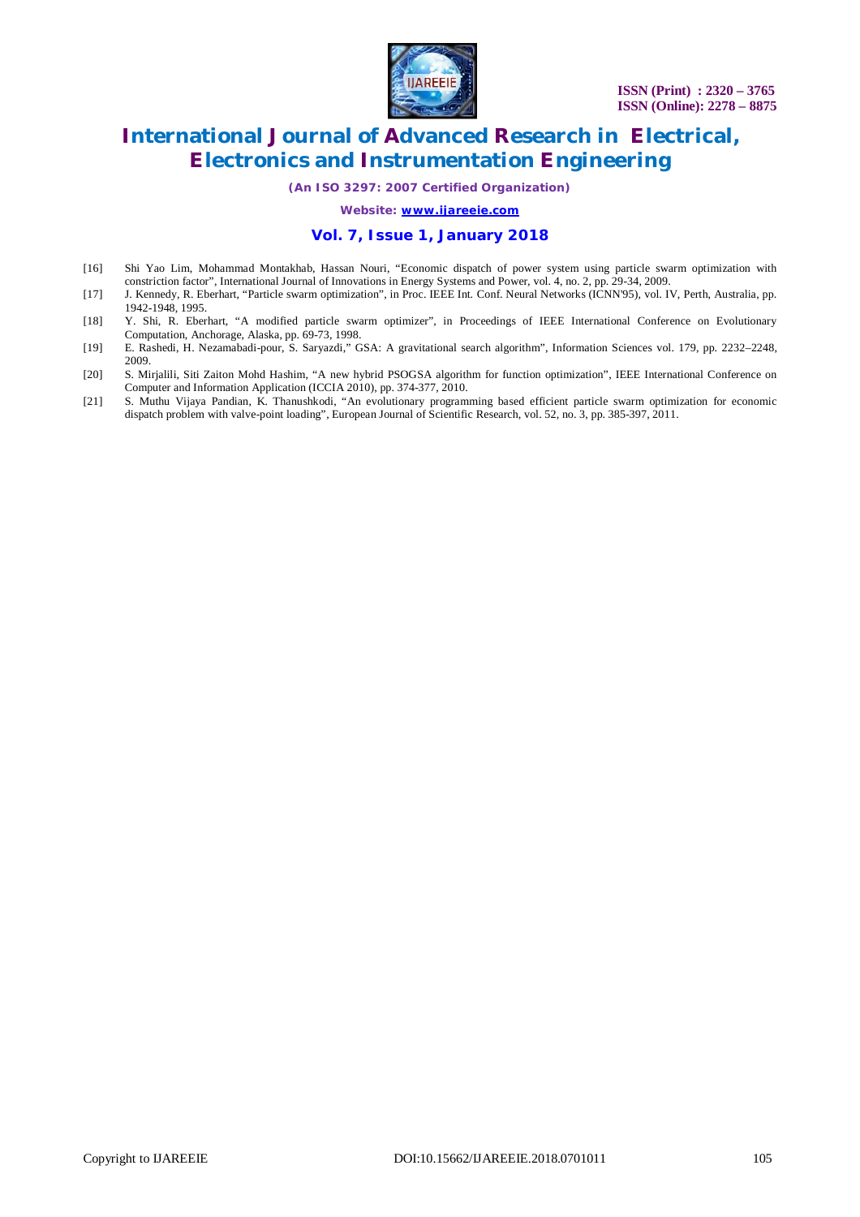[16] Shi Yao Lim, Mohammad Montakhab, Hassan Nouri, "Economic dispatch of power system using particle swarm optimization with constriction factor", International Journal of Innovations in Energy Systems and Power, vol. 4, no. 2, pp. 29-34, 2009.

[17] J. Kennedy, R. Eberhart, "Particle swarm optimization", in Proc. IEEE Int. Conf. Neural Networks (ICNN'95), vol. IV, Perth, Australia, pp. 1942-1948, 1995.

[18] Y. Shi, R. Eberhart, "A modified particle swarm optimizer", in Proceedings of IEEE International Conference on Evolutionary Computation, Anchorage, Alaska, pp. 69-73, 1998.

[19] E. Rashedi, H. Nezamabadi-pour, S. Saryazdi," GSA: A gravitational search algorithm", Information Sciences vol. 179, pp. 2232–2248, 2009.

[20] S. Mirjalili, Siti Zaiton Mohd Hashim, "A new hybrid PSOGSA algorithm for function optimization", IEEE International Conference on Computer and Information Application (ICCIA 2010), pp. 374-377, 2010.

[21] S. Muthu Vijaya Pandian, K. Thanushkodi, "An evolutionary programming based efficient particle swarm optimization for economic dispatch problem with valve-point loading", European Journal of Scientific Research, vol. 52, no. 3, pp. 385-397, 2011.